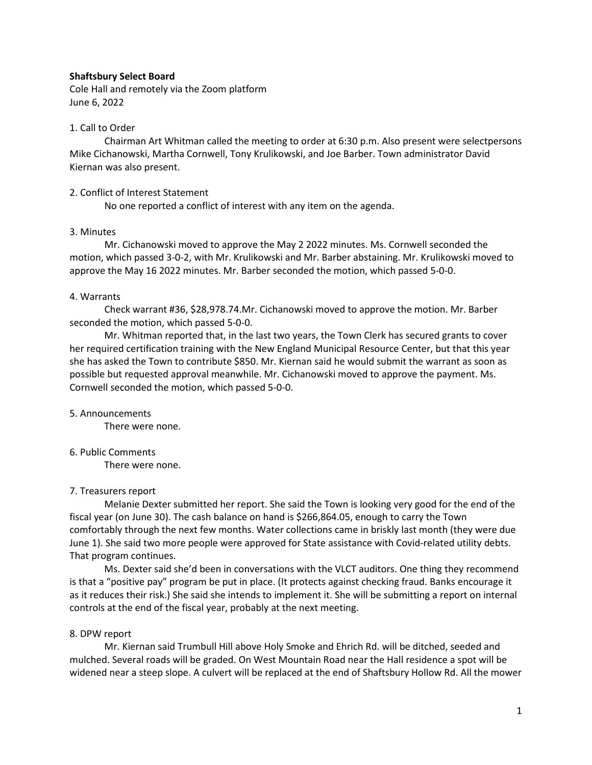**Shaftsbury Select Board**
Cole Hall and remotely via the Zoom platform
June 6, 2022

1. Call to Order

Chairman Art Whitman called the meeting to order at 6:30 p.m. Also present were selectpersons Mike Cichanowski, Martha Cornwell, Tony Krulikowski, and Joe Barber. Town administrator David Kiernan was also present.

2. Conflict of Interest Statement

No one reported a conflict of interest with any item on the agenda.

3. Minutes

Mr. Cichanowski moved to approve the May 2 2022 minutes. Ms. Cornwell seconded the motion, which passed 3-0-2, with Mr. Krulikowski and Mr. Barber abstaining. Mr. Krulikowski moved to approve the May 16 2022 minutes. Mr. Barber seconded the motion, which passed 5-0-0.

4. Warrants

Check warrant #36, $28,978.74.Mr. Cichanowski moved to approve the motion. Mr. Barber seconded the motion, which passed 5-0-0.

Mr. Whitman reported that, in the last two years, the Town Clerk has secured grants to cover her required certification training with the New England Municipal Resource Center, but that this year she has asked the Town to contribute $850. Mr. Kiernan said he would submit the warrant as soon as possible but requested approval meanwhile. Mr. Cichanowski moved to approve the payment. Ms. Cornwell seconded the motion, which passed 5-0-0.

5. Announcements

There were none.

6. Public Comments

There were none.

7. Treasurers report

Melanie Dexter submitted her report. She said the Town is looking very good for the end of the fiscal year (on June 30). The cash balance on hand is $266,864.05, enough to carry the Town comfortably through the next few months. Water collections came in briskly last month (they were due June 1). She said two more people were approved for State assistance with Covid-related utility debts. That program continues.

Ms. Dexter said she'd been in conversations with the VLCT auditors. One thing they recommend is that a "positive pay" program be put in place. (It protects against checking fraud. Banks encourage it as it reduces their risk.) She said she intends to implement it. She will be submitting a report on internal controls at the end of the fiscal year, probably at the next meeting.

8. DPW report

Mr. Kiernan said Trumbull Hill above Holy Smoke and Ehrich Rd. will be ditched, seeded and mulched. Several roads will be graded. On West Mountain Road near the Hall residence a spot will be widened near a steep slope. A culvert will be replaced at the end of Shaftsbury Hollow Rd. All the mower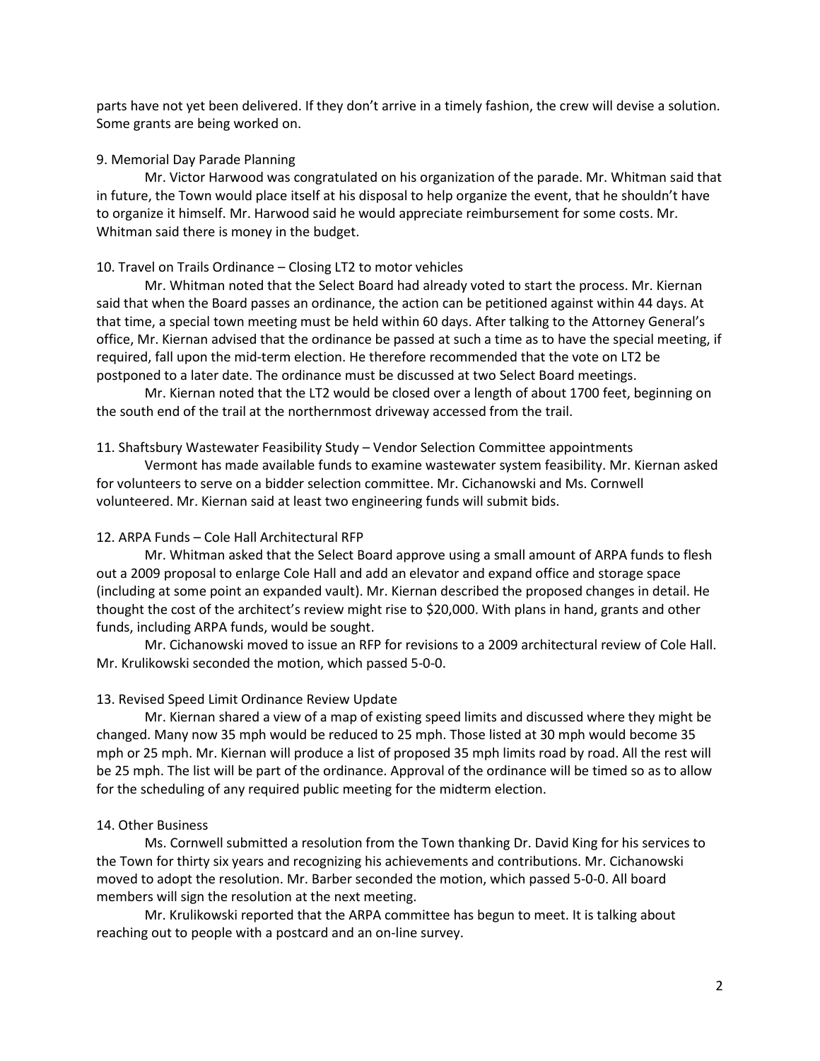parts have not yet been delivered. If they don't arrive in a timely fashion, the crew will devise a solution. Some grants are being worked on.

9. Memorial Day Parade Planning

Mr. Victor Harwood was congratulated on his organization of the parade. Mr. Whitman said that in future, the Town would place itself at his disposal to help organize the event, that he shouldn't have to organize it himself. Mr. Harwood said he would appreciate reimbursement for some costs. Mr. Whitman said there is money in the budget.

10. Travel on Trails Ordinance – Closing LT2 to motor vehicles

Mr. Whitman noted that the Select Board had already voted to start the process. Mr. Kiernan said that when the Board passes an ordinance, the action can be petitioned against within 44 days. At that time, a special town meeting must be held within 60 days. After talking to the Attorney General's office, Mr. Kiernan advised that the ordinance be passed at such a time as to have the special meeting, if required, fall upon the mid-term election. He therefore recommended that the vote on LT2 be postponed to a later date. The ordinance must be discussed at two Select Board meetings.

Mr. Kiernan noted that the LT2 would be closed over a length of about 1700 feet, beginning on the south end of the trail at the northernmost driveway accessed from the trail.

11. Shaftsbury Wastewater Feasibility Study – Vendor Selection Committee appointments

Vermont has made available funds to examine wastewater system feasibility. Mr. Kiernan asked for volunteers to serve on a bidder selection committee. Mr. Cichanowski and Ms. Cornwell volunteered. Mr. Kiernan said at least two engineering funds will submit bids.

12. ARPA Funds – Cole Hall Architectural RFP

Mr. Whitman asked that the Select Board approve using a small amount of ARPA funds to flesh out a 2009 proposal to enlarge Cole Hall and add an elevator and expand office and storage space (including at some point an expanded vault). Mr. Kiernan described the proposed changes in detail. He thought the cost of the architect's review might rise to $20,000. With plans in hand, grants and other funds, including ARPA funds, would be sought.

Mr. Cichanowski moved to issue an RFP for revisions to a 2009 architectural review of Cole Hall. Mr. Krulikowski seconded the motion, which passed 5-0-0.

13. Revised Speed Limit Ordinance Review Update

Mr. Kiernan shared a view of a map of existing speed limits and discussed where they might be changed. Many now 35 mph would be reduced to 25 mph. Those listed at 30 mph would become 35 mph or 25 mph. Mr. Kiernan will produce a list of proposed 35 mph limits road by road. All the rest will be 25 mph. The list will be part of the ordinance. Approval of the ordinance will be timed so as to allow for the scheduling of any required public meeting for the midterm election.

14. Other Business

Ms. Cornwell submitted a resolution from the Town thanking Dr. David King for his services to the Town for thirty six years and recognizing his achievements and contributions. Mr. Cichanowski moved to adopt the resolution. Mr. Barber seconded the motion, which passed 5-0-0. All board members will sign the resolution at the next meeting.

Mr. Krulikowski reported that the ARPA committee has begun to meet. It is talking about reaching out to people with a postcard and an on-line survey.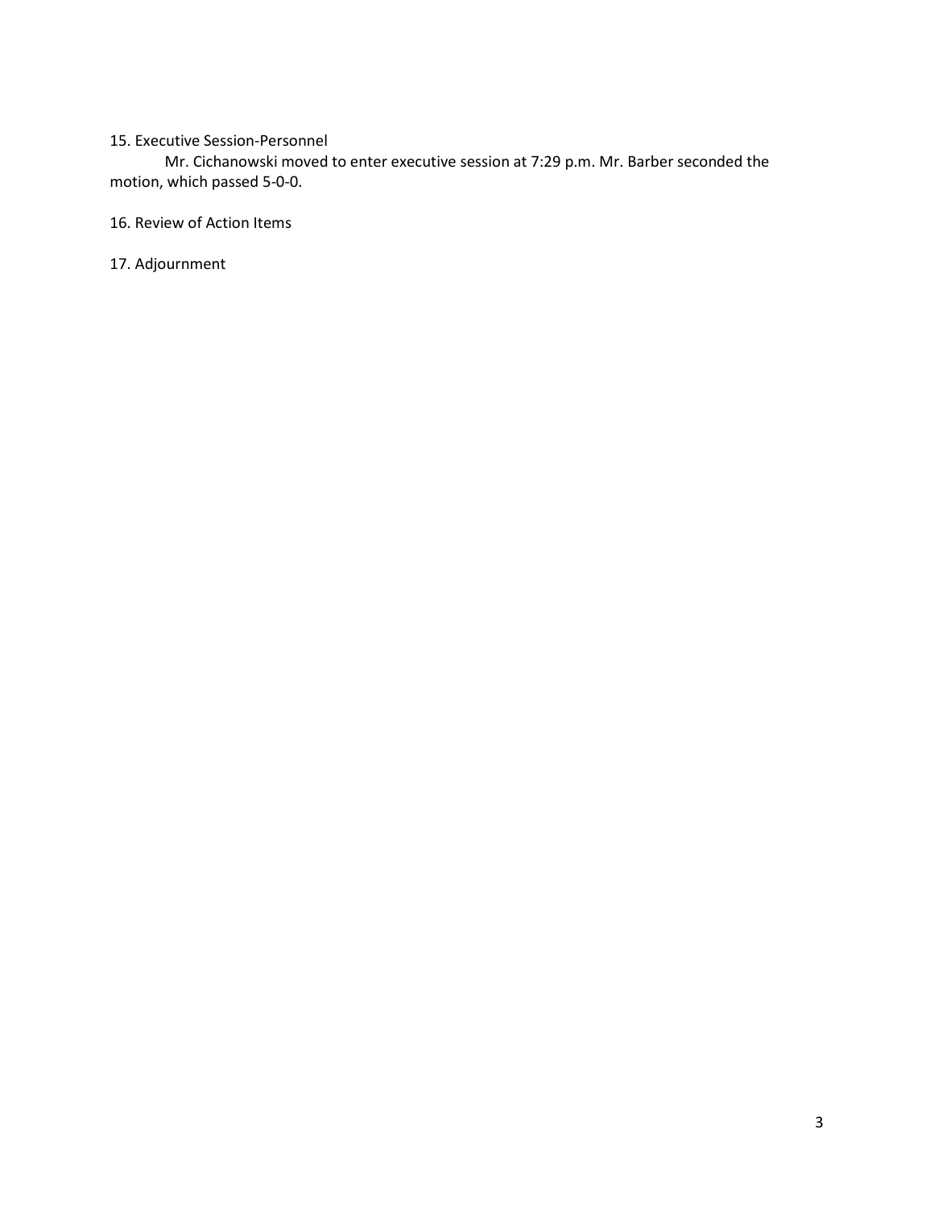15. Executive Session-Personnel

Mr. Cichanowski moved to enter executive session at 7:29 p.m. Mr. Barber seconded the motion, which passed 5-0-0.

16. Review of Action Items

17. Adjournment